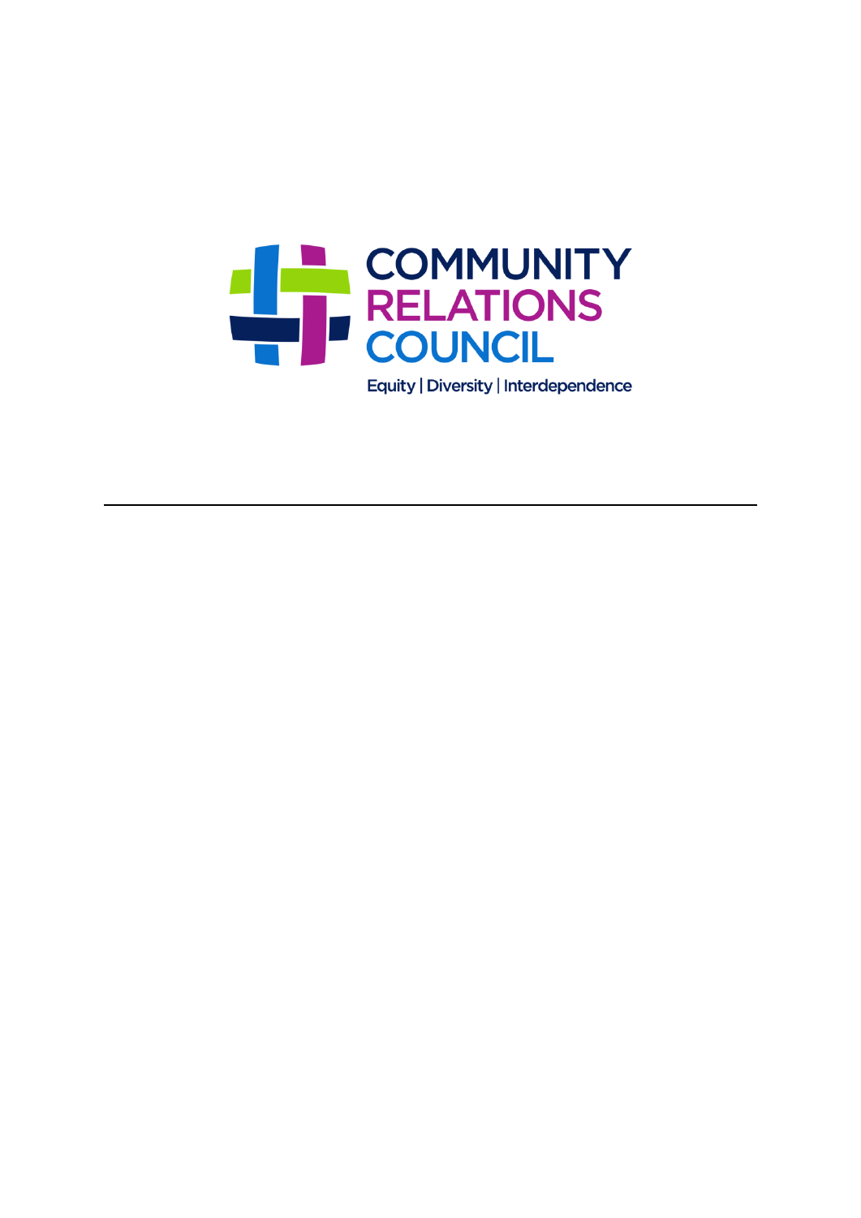COMMUNITY RELATIONS COUNCIL

Equity | Diversity | Interdependence

---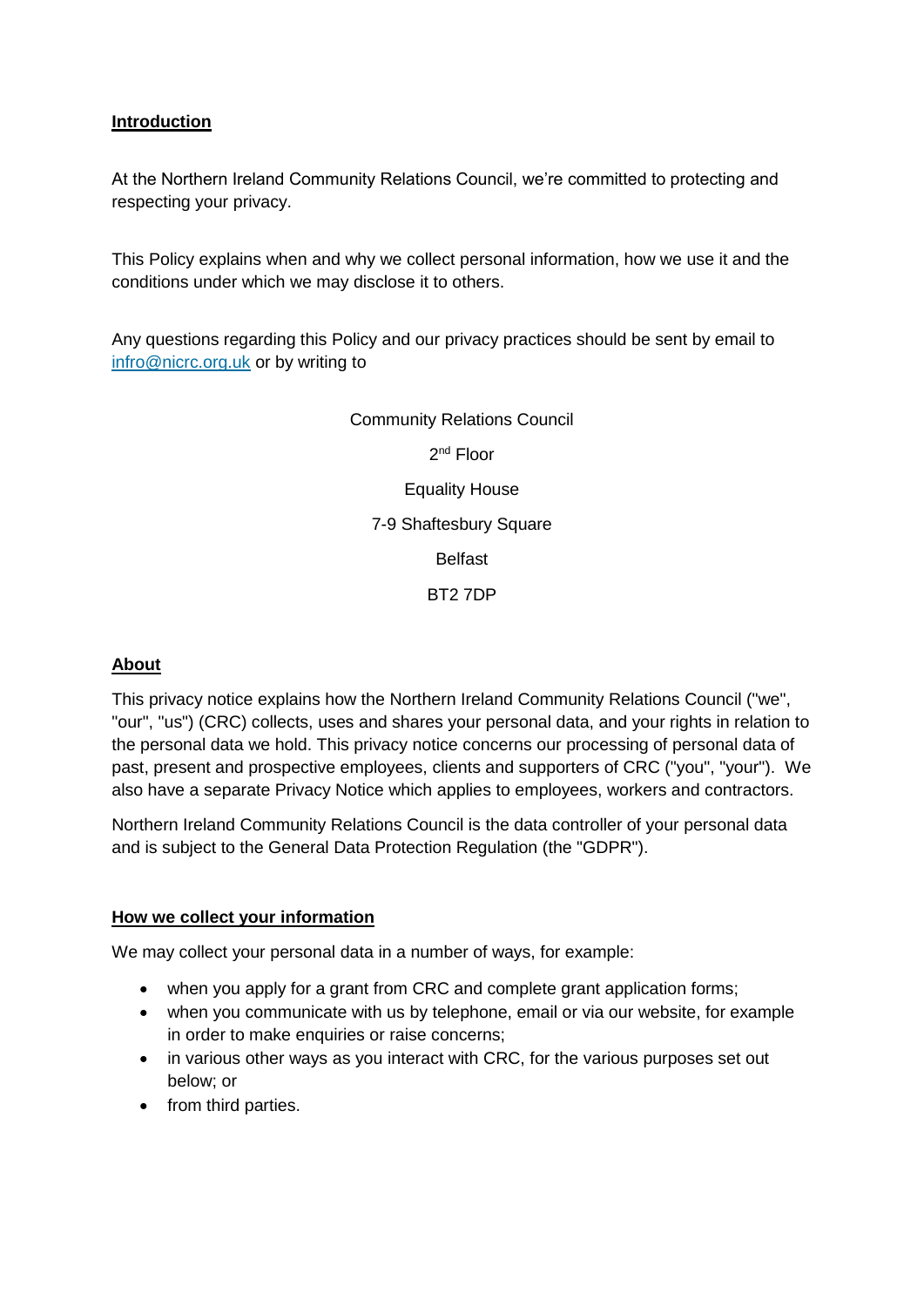**Introduction**

At the Northern Ireland Community Relations Council, we're committed to protecting and respecting your privacy.

This Policy explains when and why we collect personal information, how we use it and the conditions under which we may disclose it to others.

Any questions regarding this Policy and our privacy practices should be sent by email to infro@nicrc.org.uk or by writing to

Community Relations Council

2nd Floor

Equality House

7-9 Shaftesbury Square

Belfast

BT2 7DP

**About**

This privacy notice explains how the Northern Ireland Community Relations Council ("we", "our", "us") (CRC) collects, uses and shares your personal data, and your rights in relation to the personal data we hold. This privacy notice concerns our processing of personal data of past, present and prospective employees, clients and supporters of CRC ("you", "your"). We also have a separate Privacy Notice which applies to employees, workers and contractors.

Northern Ireland Community Relations Council is the data controller of your personal data and is subject to the General Data Protection Regulation (the "GDPR").

**How we collect your information**

We may collect your personal data in a number of ways, for example:

- when you apply for a grant from CRC and complete grant application forms;
- when you communicate with us by telephone, email or via our website, for example in order to make enquiries or raise concerns;
- in various other ways as you interact with CRC, for the various purposes set out below; or
- from third parties.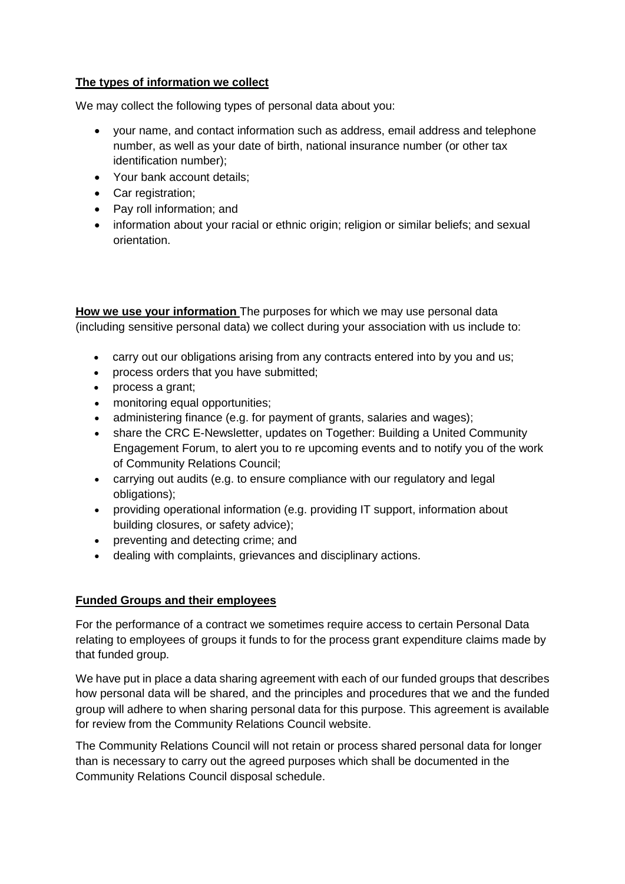**The types of information we collect**

We may collect the following types of personal data about you:

- your name, and contact information such as address, email address and telephone number, as well as your date of birth, national insurance number (or other tax identification number);
- Your bank account details;
- Car registration;
- Pay roll information; and
- information about your racial or ethnic origin; religion or similar beliefs; and sexual orientation.

**How we use your information** The purposes for which we may use personal data (including sensitive personal data) we collect during your association with us include to:

- carry out our obligations arising from any contracts entered into by you and us;
- process orders that you have submitted;
- process a grant;
- monitoring equal opportunities;
- administering finance (e.g. for payment of grants, salaries and wages);
- share the CRC E-Newsletter, updates on Together: Building a United Community Engagement Forum, to alert you to re upcoming events and to notify you of the work of Community Relations Council;
- carrying out audits (e.g. to ensure compliance with our regulatory and legal obligations);
- providing operational information (e.g. providing IT support, information about building closures, or safety advice);
- preventing and detecting crime; and
- dealing with complaints, grievances and disciplinary actions.

**Funded Groups and their employees**

For the performance of a contract we sometimes require access to certain Personal Data relating to employees of groups it funds to for the process grant expenditure claims made by that funded group.

We have put in place a data sharing agreement with each of our funded groups that describes how personal data will be shared, and the principles and procedures that we and the funded group will adhere to when sharing personal data for this purpose. This agreement is available for review from the Community Relations Council website.

The Community Relations Council will not retain or process shared personal data for longer than is necessary to carry out the agreed purposes which shall be documented in the Community Relations Council disposal schedule.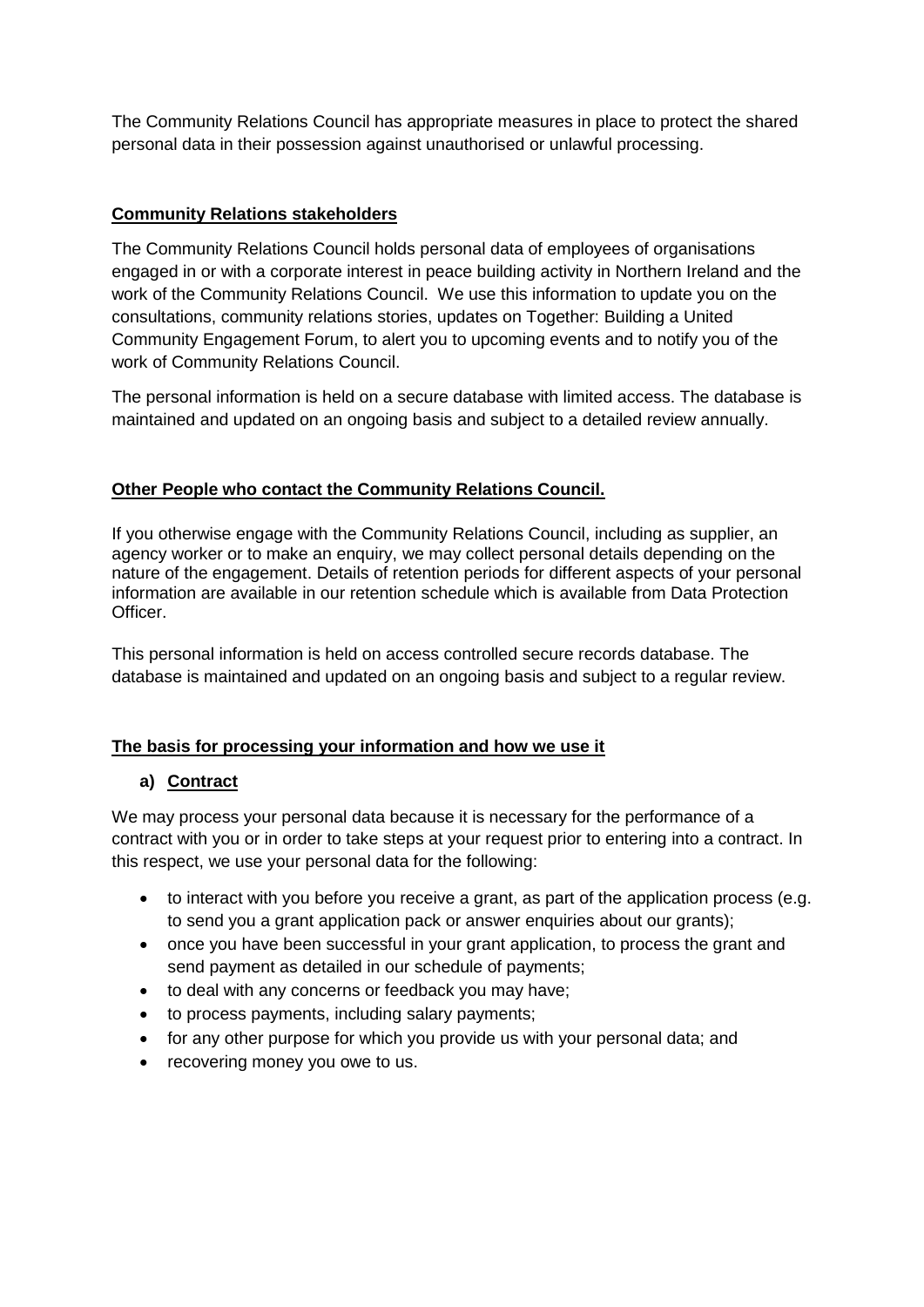The Community Relations Council has appropriate measures in place to protect the shared personal data in their possession against unauthorised or unlawful processing.

## **Community Relations stakeholders**

The Community Relations Council holds personal data of employees of organisations engaged in or with a corporate interest in peace building activity in Northern Ireland and the work of the Community Relations Council. We use this information to update you on the consultations, community relations stories, updates on Together: Building a United Community Engagement Forum, to alert you to upcoming events and to notify you of the work of Community Relations Council.

The personal information is held on a secure database with limited access. The database is maintained and updated on an ongoing basis and subject to a detailed review annually.

## **Other People who contact the Community Relations Council.**

If you otherwise engage with the Community Relations Council, including as supplier, an agency worker or to make an enquiry, we may collect personal details depending on the nature of the engagement. Details of retention periods for different aspects of your personal information are available in our retention schedule which is available from Data Protection Officer.

This personal information is held on access controlled secure records database. The database is maintained and updated on an ongoing basis and subject to a regular review.

## **The basis for processing your information and how we use it**

### **a) Contract**

We may process your personal data because it is necessary for the performance of a contract with you or in order to take steps at your request prior to entering into a contract. In this respect, we use your personal data for the following:

- to interact with you before you receive a grant, as part of the application process (e.g. to send you a grant application pack or answer enquiries about our grants);
- once you have been successful in your grant application, to process the grant and send payment as detailed in our schedule of payments;
- to deal with any concerns or feedback you may have;
- to process payments, including salary payments;
- for any other purpose for which you provide us with your personal data; and
- recovering money you owe to us.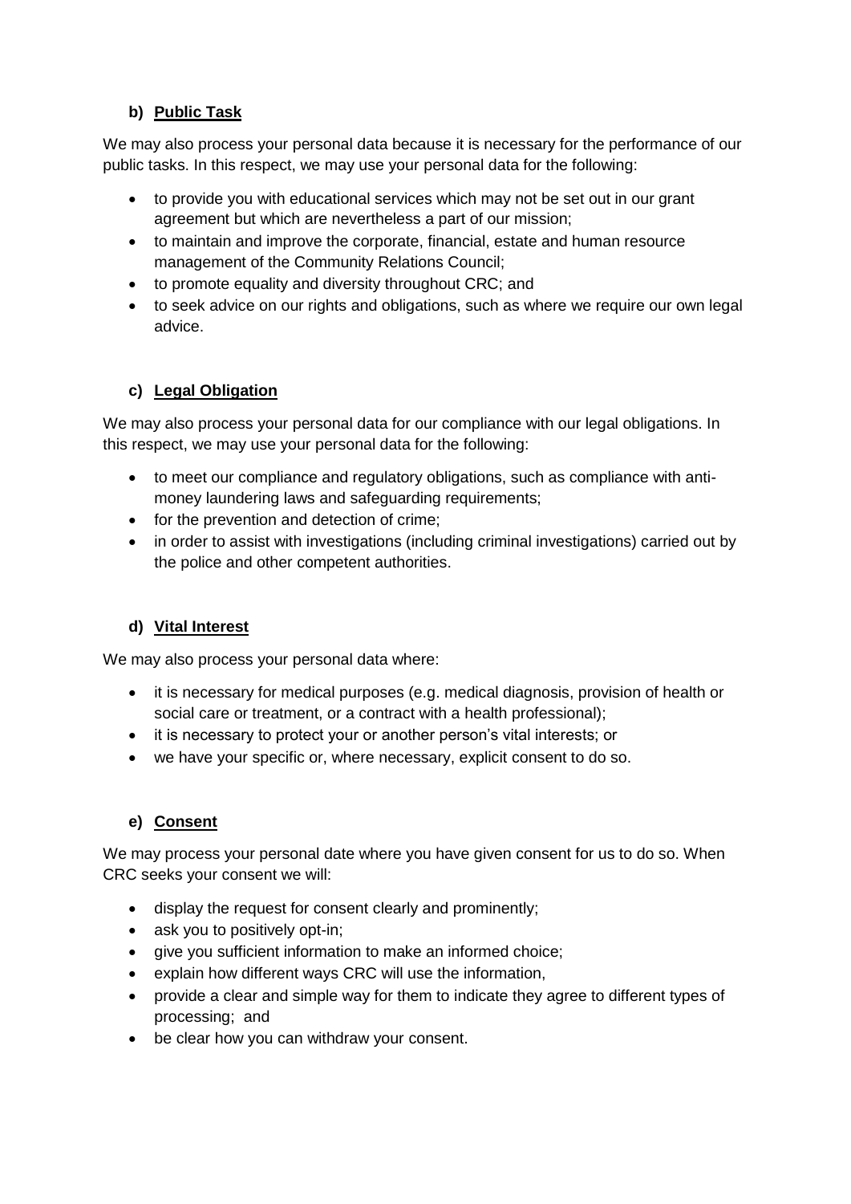**b) Public Task**

We may also process your personal data because it is necessary for the performance of our public tasks. In this respect, we may use your personal data for the following:

- to provide you with educational services which may not be set out in our grant agreement but which are nevertheless a part of our mission;
- to maintain and improve the corporate, financial, estate and human resource management of the Community Relations Council;
- to promote equality and diversity throughout CRC; and
- to seek advice on our rights and obligations, such as where we require our own legal advice.

**c) Legal Obligation**

We may also process your personal data for our compliance with our legal obligations. In this respect, we may use your personal data for the following:

- to meet our compliance and regulatory obligations, such as compliance with anti-money laundering laws and safeguarding requirements;
- for the prevention and detection of crime;
- in order to assist with investigations (including criminal investigations) carried out by the police and other competent authorities.

**d) Vital Interest**

We may also process your personal data where:

- it is necessary for medical purposes (e.g. medical diagnosis, provision of health or social care or treatment, or a contract with a health professional);
- it is necessary to protect your or another person's vital interests; or
- we have your specific or, where necessary, explicit consent to do so.

**e) Consent**

We may process your personal date where you have given consent for us to do so. When CRC seeks your consent we will:

- display the request for consent clearly and prominently;
- ask you to positively opt-in;
- give you sufficient information to make an informed choice;
- explain how different ways CRC will use the information,
- provide a clear and simple way for them to indicate they agree to different types of processing; and
- be clear how you can withdraw your consent.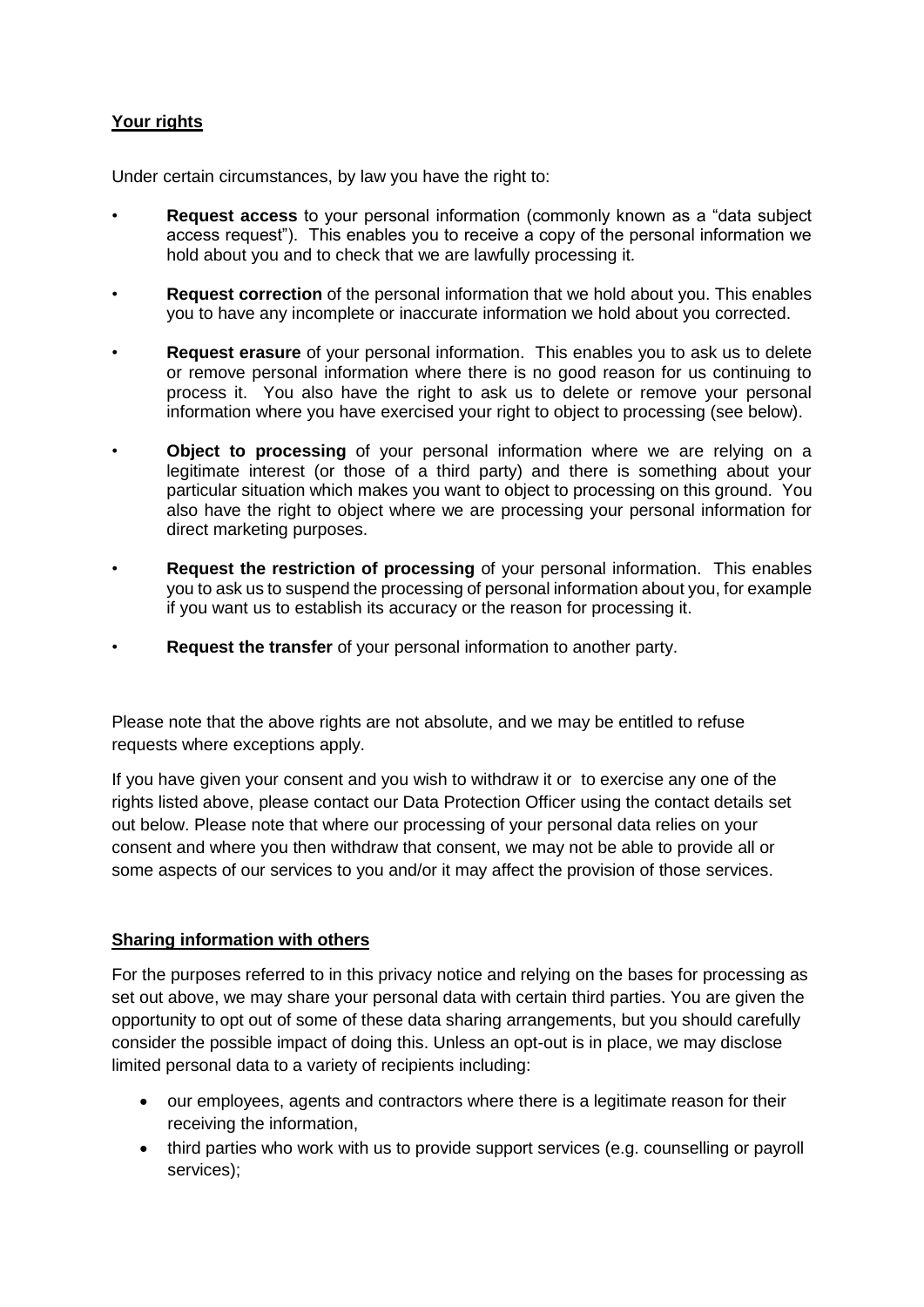## **Your rights**

Under certain circumstances, by law you have the right to:

- **Request access** to your personal information (commonly known as a "data subject access request"). This enables you to receive a copy of the personal information we hold about you and to check that we are lawfully processing it.
- **Request correction** of the personal information that we hold about you. This enables you to have any incomplete or inaccurate information we hold about you corrected.
- **Request erasure** of your personal information. This enables you to ask us to delete or remove personal information where there is no good reason for us continuing to process it. You also have the right to ask us to delete or remove your personal information where you have exercised your right to object to processing (see below).
- **Object to processing** of your personal information where we are relying on a legitimate interest (or those of a third party) and there is something about your particular situation which makes you want to object to processing on this ground. You also have the right to object where we are processing your personal information for direct marketing purposes.
- **Request the restriction of processing** of your personal information. This enables you to ask us to suspend the processing of personal information about you, for example if you want us to establish its accuracy or the reason for processing it.
- **Request the transfer** of your personal information to another party.

Please note that the above rights are not absolute, and we may be entitled to refuse requests where exceptions apply.

If you have given your consent and you wish to withdraw it or to exercise any one of the rights listed above, please contact our Data Protection Officer using the contact details set out below. Please note that where our processing of your personal data relies on your consent and where you then withdraw that consent, we may not be able to provide all or some aspects of our services to you and/or it may affect the provision of those services.

## **Sharing information with others**

For the purposes referred to in this privacy notice and relying on the bases for processing as set out above, we may share your personal data with certain third parties. You are given the opportunity to opt out of some of these data sharing arrangements, but you should carefully consider the possible impact of doing this. Unless an opt-out is in place, we may disclose limited personal data to a variety of recipients including:

- our employees, agents and contractors where there is a legitimate reason for their receiving the information,
- third parties who work with us to provide support services (e.g. counselling or payroll services);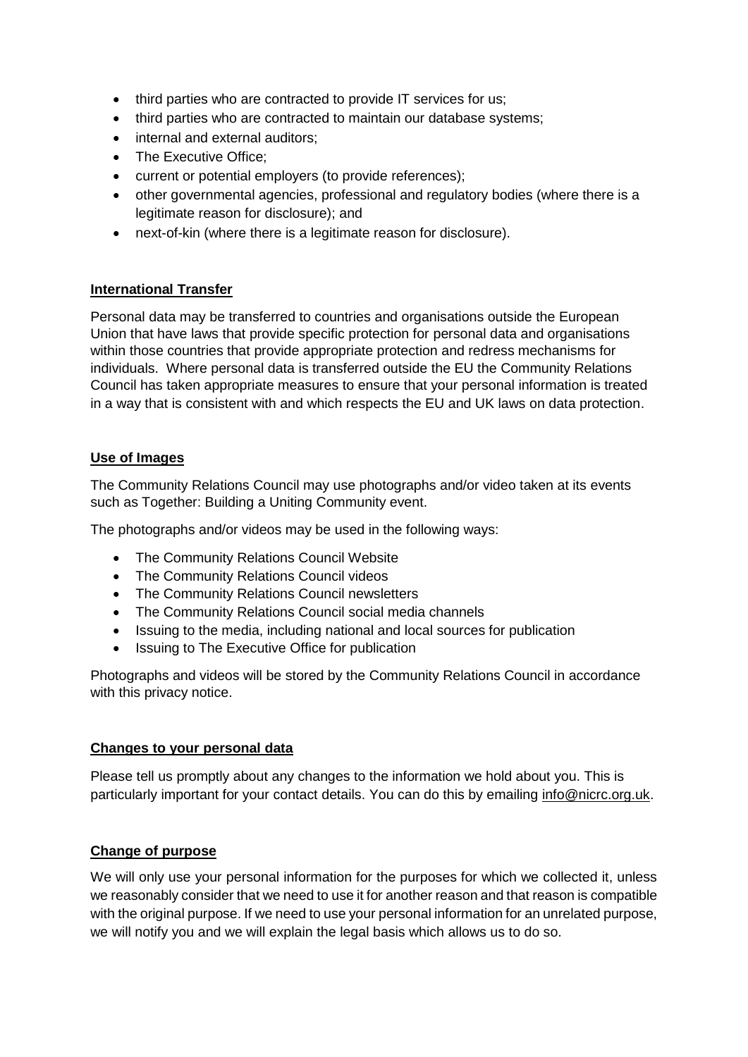- third parties who are contracted to provide IT services for us;
- third parties who are contracted to maintain our database systems;
- internal and external auditors;
- The Executive Office;
- current or potential employers (to provide references);
- other governmental agencies, professional and regulatory bodies (where there is a legitimate reason for disclosure); and
- next-of-kin (where there is a legitimate reason for disclosure).

## International Transfer

Personal data may be transferred to countries and organisations outside the European Union that have laws that provide specific protection for personal data and organisations within those countries that provide appropriate protection and redress mechanisms for individuals. Where personal data is transferred outside the EU the Community Relations Council has taken appropriate measures to ensure that your personal information is treated in a way that is consistent with and which respects the EU and UK laws on data protection.

## Use of Images

The Community Relations Council may use photographs and/or video taken at its events such as Together: Building a Uniting Community event.

The photographs and/or videos may be used in the following ways:

- The Community Relations Council Website
- The Community Relations Council videos
- The Community Relations Council newsletters
- The Community Relations Council social media channels
- Issuing to the media, including national and local sources for publication
- Issuing to The Executive Office for publication

Photographs and videos will be stored by the Community Relations Council in accordance with this privacy notice.

## Changes to your personal data

Please tell us promptly about any changes to the information we hold about you. This is particularly important for your contact details. You can do this by emailing info@nicrc.org.uk.

## Change of purpose

We will only use your personal information for the purposes for which we collected it, unless we reasonably consider that we need to use it for another reason and that reason is compatible with the original purpose. If we need to use your personal information for an unrelated purpose, we will notify you and we will explain the legal basis which allows us to do so.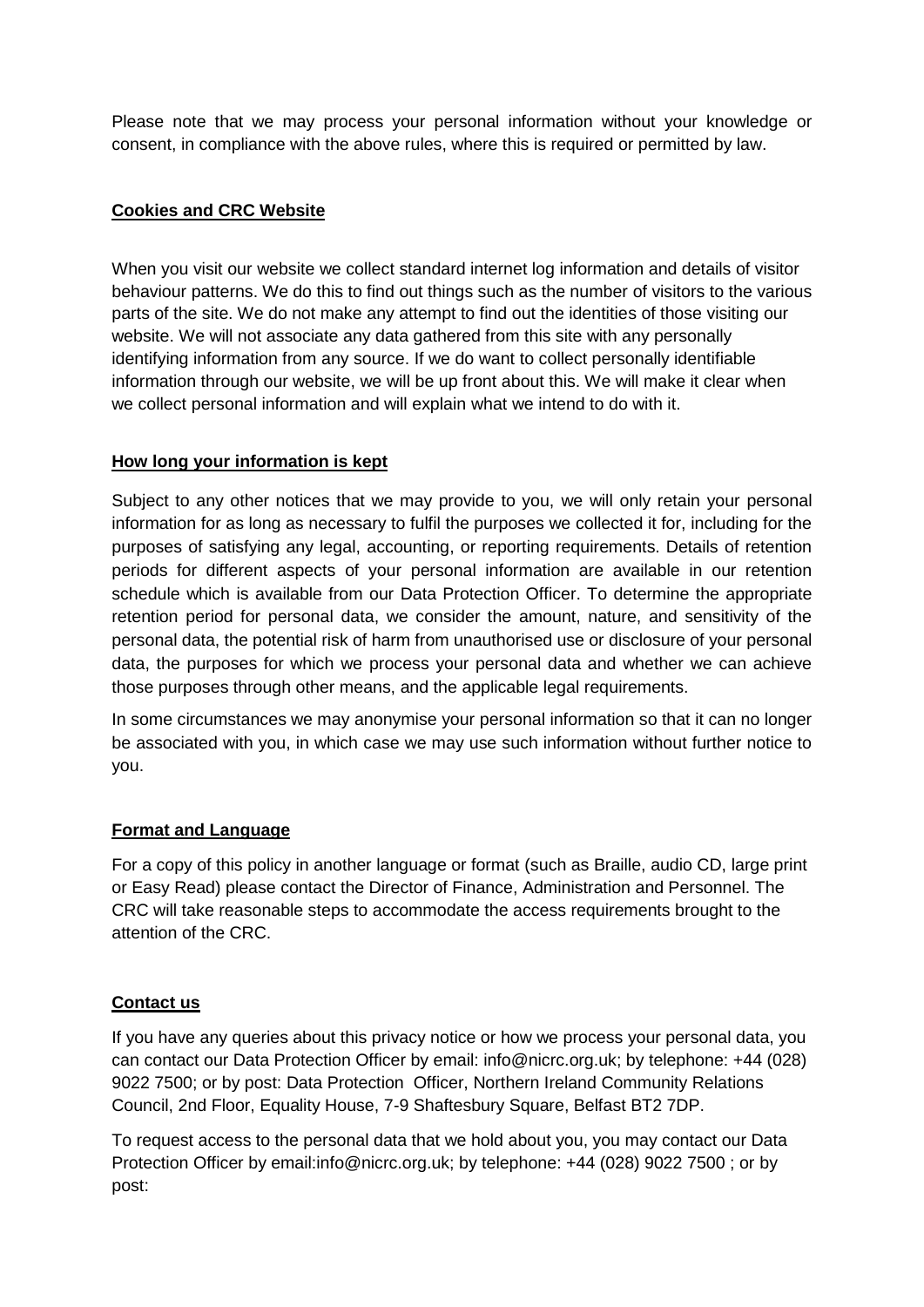Please note that we may process your personal information without your knowledge or consent, in compliance with the above rules, where this is required or permitted by law.

## Cookies and CRC Website

When you visit our website we collect standard internet log information and details of visitor behaviour patterns. We do this to find out things such as the number of visitors to the various parts of the site. We do not make any attempt to find out the identities of those visiting our website. We will not associate any data gathered from this site with any personally identifying information from any source. If we do want to collect personally identifiable information through our website, we will be up front about this. We will make it clear when we collect personal information and will explain what we intend to do with it.

## How long your information is kept

Subject to any other notices that we may provide to you, we will only retain your personal information for as long as necessary to fulfil the purposes we collected it for, including for the purposes of satisfying any legal, accounting, or reporting requirements. Details of retention periods for different aspects of your personal information are available in our retention schedule which is available from our Data Protection Officer. To determine the appropriate retention period for personal data, we consider the amount, nature, and sensitivity of the personal data, the potential risk of harm from unauthorised use or disclosure of your personal data, the purposes for which we process your personal data and whether we can achieve those purposes through other means, and the applicable legal requirements.

In some circumstances we may anonymise your personal information so that it can no longer be associated with you, in which case we may use such information without further notice to you.

## Format and Language

For a copy of this policy in another language or format (such as Braille, audio CD, large print or Easy Read) please contact the Director of Finance, Administration and Personnel. The CRC will take reasonable steps to accommodate the access requirements brought to the attention of the CRC.

## Contact us

If you have any queries about this privacy notice or how we process your personal data, you can contact our Data Protection Officer by email: info@nicrc.org.uk; by telephone: +44 (028) 9022 7500; or by post: Data Protection Officer, Northern Ireland Community Relations Council, 2nd Floor, Equality House, 7-9 Shaftesbury Square, Belfast BT2 7DP.

To request access to the personal data that we hold about you, you may contact our Data Protection Officer by email:info@nicrc.org.uk; by telephone: +44 (028) 9022 7500 ; or by post: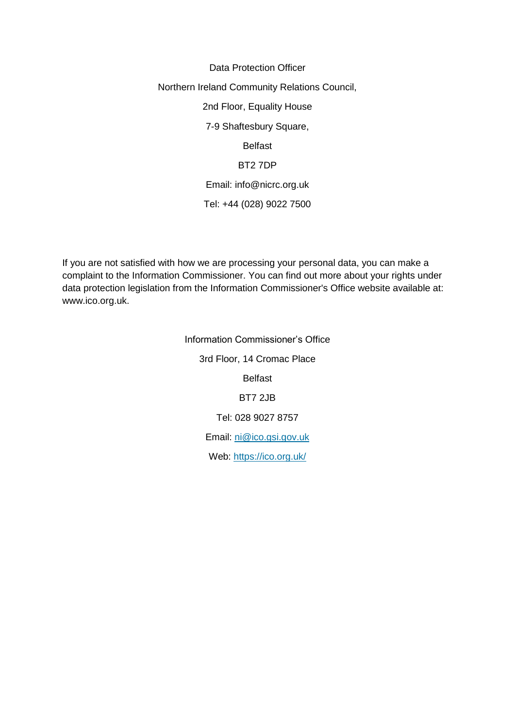Data Protection Officer

Northern Ireland Community Relations Council,

2nd Floor, Equality House

7-9 Shaftesbury Square,

Belfast

BT2 7DP

Email: info@nicrc.org.uk

Tel: +44 (028) 9022 7500

If you are not satisfied with how we are processing your personal data, you can make a complaint to the Information Commissioner. You can find out more about your rights under data protection legislation from the Information Commissioner's Office website available at: www.ico.org.uk.

Information Commissioner's Office

3rd Floor, 14 Cromac Place

Belfast

BT7 2JB

Tel: 028 9027 8757

Email: [ni@ico.gsi.gov.uk](mailto:ni@ico.gsi.gov.uk)

Web: [https://ico.org.uk/](https://ico.org.uk/)